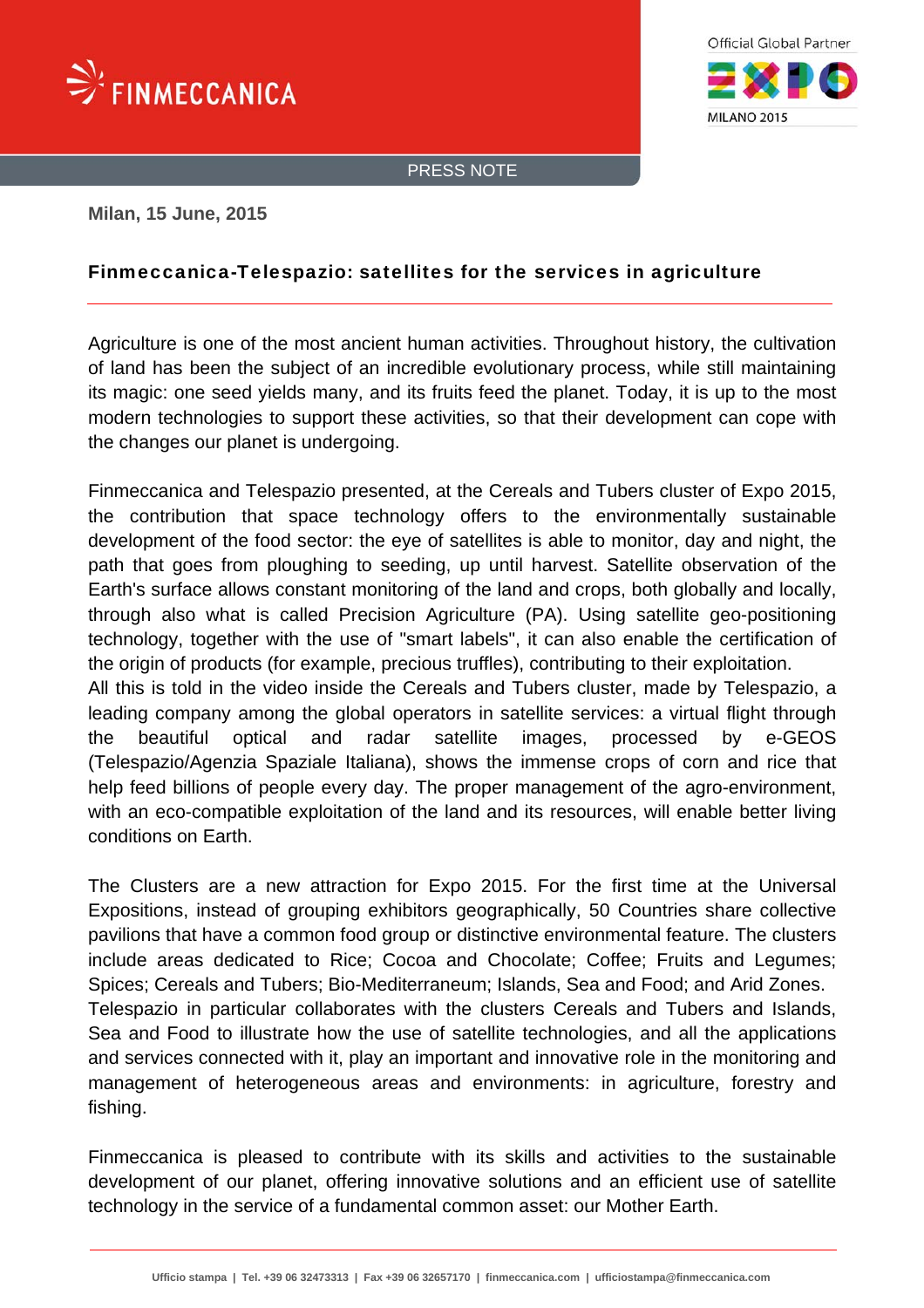FINMECCANICA

Official Global Partner

EXPO MILANO 2015

PRESS NOTE

**Milan, 15 June, 2015**

## Finmeccanica-Telespazio: satellites for the services in agriculture

Agriculture is one of the most ancient human activities. Throughout history, the cultivation of land has been the subject of an incredible evolutionary process, while still maintaining its magic: one seed yields many, and its fruits feed the planet. Today, it is up to the most modern technologies to support these activities, so that their development can cope with the changes our planet is undergoing.

Finmeccanica and Telespazio presented, at the Cereals and Tubers cluster of Expo 2015, the contribution that space technology offers to the environmentally sustainable development of the food sector: the eye of satellites is able to monitor, day and night, the path that goes from ploughing to seeding, up until harvest. Satellite observation of the Earth's surface allows constant monitoring of the land and crops, both globally and locally, through also what is called Precision Agriculture (PA). Using satellite geo-positioning technology, together with the use of "smart labels", it can also enable the certification of the origin of products (for example, precious truffles), contributing to their exploitation.
All this is told in the video inside the Cereals and Tubers cluster, made by Telespazio, a leading company among the global operators in satellite services: a virtual flight through the beautiful optical and radar satellite images, processed by e-GEOS (Telespazio/Agenzia Spaziale Italiana), shows the immense crops of corn and rice that help feed billions of people every day. The proper management of the agro-environment, with an eco-compatible exploitation of the land and its resources, will enable better living conditions on Earth.

The Clusters are a new attraction for Expo 2015. For the first time at the Universal Expositions, instead of grouping exhibitors geographically, 50 Countries share collective pavilions that have a common food group or distinctive environmental feature. The clusters include areas dedicated to Rice; Cocoa and Chocolate; Coffee; Fruits and Legumes; Spices; Cereals and Tubers; Bio-Mediterraneum; Islands, Sea and Food; and Arid Zones.
Telespazio in particular collaborates with the clusters Cereals and Tubers and Islands, Sea and Food to illustrate how the use of satellite technologies, and all the applications and services connected with it, play an important and innovative role in the monitoring and management of heterogeneous areas and environments: in agriculture, forestry and fishing.

Finmeccanica is pleased to contribute with its skills and activities to the sustainable development of our planet, offering innovative solutions and an efficient use of satellite technology in the service of a fundamental common asset: our Mother Earth.

Ufficio stampa | Tel. +39 06 32473313 | Fax +39 06 32657170 | finmeccanica.com | ufficiostampa@finmeccanica.com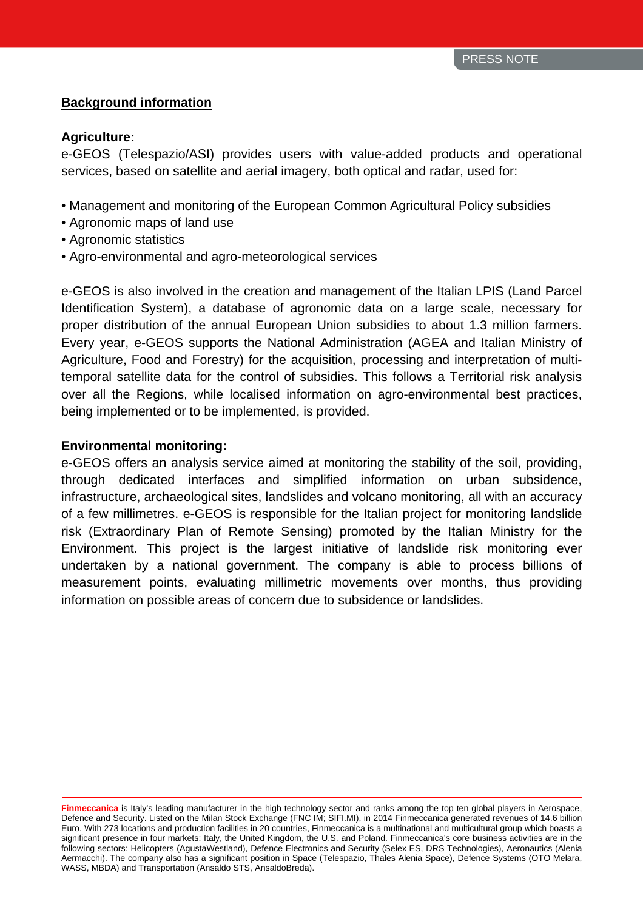## Background information

**Agriculture:**

e-GEOS (Telespazio/ASI) provides users with value-added products and operational services, based on satellite and aerial imagery, both optical and radar, used for:

- Management and monitoring of the European Common Agricultural Policy subsidies
- Agronomic maps of land use
- Agronomic statistics
- Agro-environmental and agro-meteorological services

e-GEOS is also involved in the creation and management of the Italian LPIS (Land Parcel Identification System), a database of agronomic data on a large scale, necessary for proper distribution of the annual European Union subsidies to about 1.3 million farmers. Every year, e-GEOS supports the National Administration (AGEA and Italian Ministry of Agriculture, Food and Forestry) for the acquisition, processing and interpretation of multi-temporal satellite data for the control of subsidies. This follows a Territorial risk analysis over all the Regions, while localised information on agro-environmental best practices, being implemented or to be implemented, is provided.

**Environmental monitoring:**

e-GEOS offers an analysis service aimed at monitoring the stability of the soil, providing, through dedicated interfaces and simplified information on urban subsidence, infrastructure, archaeological sites, landslides and volcano monitoring, all with an accuracy of a few millimetres. e-GEOS is responsible for the Italian project for monitoring landslide risk (Extraordinary Plan of Remote Sensing) promoted by the Italian Ministry for the Environment. This project is the largest initiative of landslide risk monitoring ever undertaken by a national government. The company is able to process billions of measurement points, evaluating millimetric movements over months, thus providing information on possible areas of concern due to subsidence or landslides.

---

**Finmeccanica** is Italy's leading manufacturer in the high technology sector and ranks among the top ten global players in Aerospace, Defence and Security. Listed on the Milan Stock Exchange (FNC IM; SIFI.MI), in 2014 Finmeccanica generated revenues of 14.6 billion Euro. With 273 locations and production facilities in 20 countries, Finmeccanica is a multinational and multicultural group which boasts a significant presence in four markets: Italy, the United Kingdom, the U.S. and Poland. Finmeccanica's core business activities are in the following sectors: Helicopters (AgustaWestland), Defence Electronics and Security (Selex ES, DRS Technologies), Aeronautics (Alenia Aermacchi). The company also has a significant position in Space (Telespazio, Thales Alenia Space), Defence Systems (OTO Melara, WASS, MBDA) and Transportation (Ansaldo STS, AnsaldoBreda).